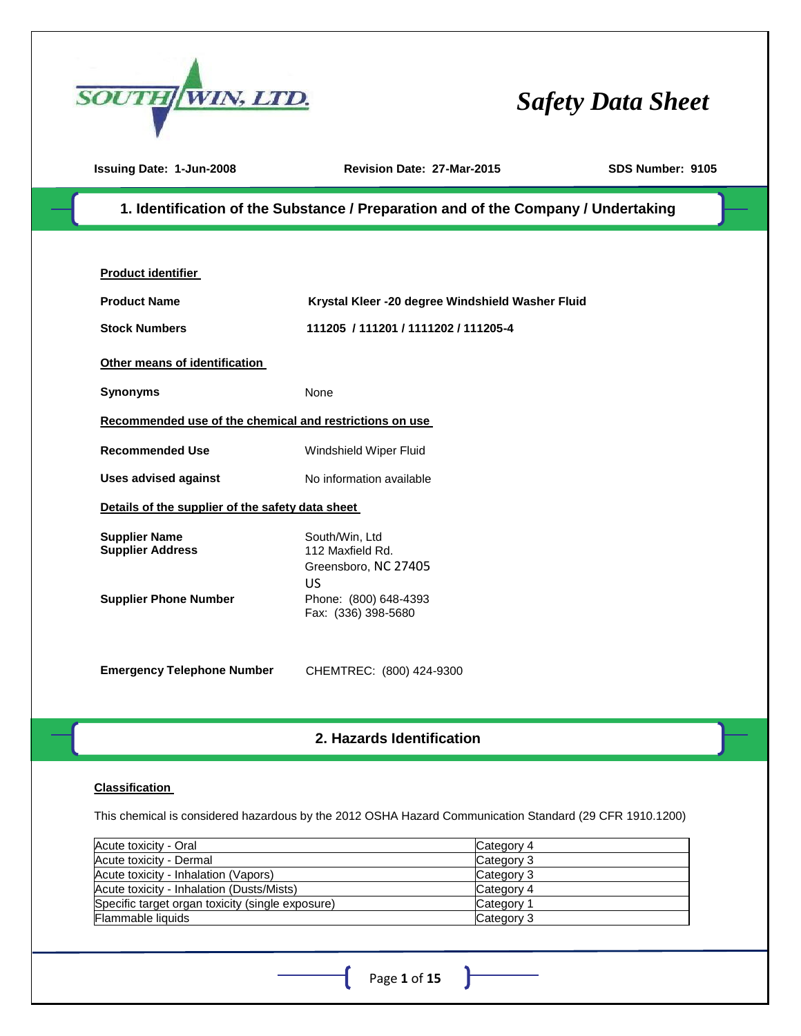SOUTH/WIN, LTD.

# Safety Data Sheet

**Issuing Date: 1-Jun-2008** **Revision Date: 27-Mar-2015** **SDS Number: 9105**

## 1. Identification of the Substance / Preparation and of the Company / Undertaking

**Product identifier**

**Product Name** **Krystal Kleer -20 degree Windshield Washer Fluid**

**Stock Numbers** **111205 / 111201 / 1111202 / 111205-4**

**Other means of identification**

**Synonyms** None

**Recommended use of the chemical and restrictions on use**

**Recommended Use** Windshield Wiper Fluid

**Uses advised against** No information available

**Details of the supplier of the safety data sheet**

**Supplier Name** South/Win, Ltd
**Supplier Address** 112 Maxfield Rd.
Greensboro, NC 27405
US

**Supplier Phone Number** Phone: (800) 648-4393
Fax: (336) 398-5680

**Emergency Telephone Number** CHEMTREC: (800) 424-9300

## 2. Hazards Identification

**Classification**

This chemical is considered hazardous by the 2012 OSHA Hazard Communication Standard (29 CFR 1910.1200)

| | |
|---|---|
| Acute toxicity - Oral | Category 4 |
| Acute toxicity - Dermal | Category 3 |
| Acute toxicity - Inhalation (Vapors) | Category 3 |
| Acute toxicity - Inhalation (Dusts/Mists) | Category 4 |
| Specific target organ toxicity (single exposure) | Category 1 |
| Flammable liquids | Category 3 |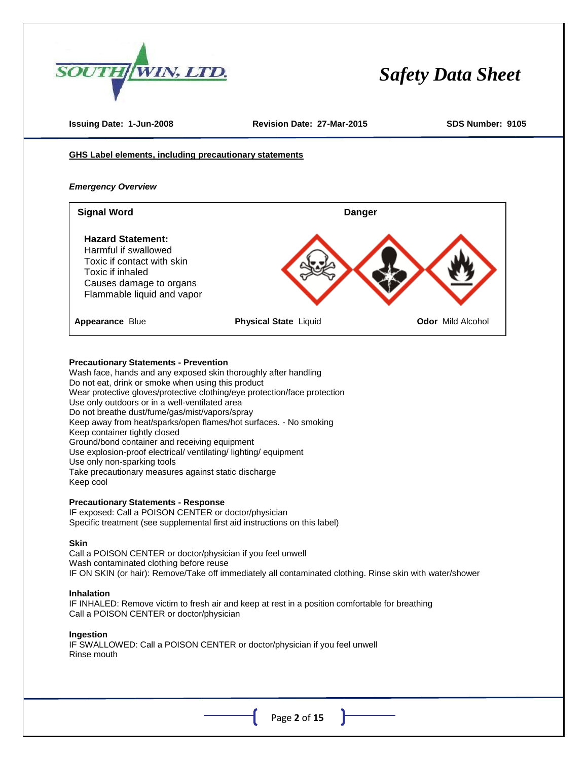**Issuing Date: 1-Jun-2008** **Revision Date: 27-Mar-2015** **SDS Number: 9105**

**GHS Label elements, including precautionary statements**

***Emergency Overview***

| **Signal Word** | **Danger** | |
|---|---|---|
| **Hazard Statement:**<br>Harmful if swallowed<br>Toxic if contact with skin<br>Toxic if inhaled<br>Causes damage to organs<br>Flammable liquid and vapor | | |
| **Appearance** Blue | **Physical State** Liquid | **Odor** Mild Alcohol |

**Precautionary Statements - Prevention**
Wash face, hands and any exposed skin thoroughly after handling
Do not eat, drink or smoke when using this product
Wear protective gloves/protective clothing/eye protection/face protection
Use only outdoors or in a well-ventilated area
Do not breathe dust/fume/gas/mist/vapors/spray
Keep away from heat/sparks/open flames/hot surfaces. - No smoking
Keep container tightly closed
Ground/bond container and receiving equipment
Use explosion-proof electrical/ ventilating/ lighting/ equipment
Use only non-sparking tools
Take precautionary measures against static discharge
Keep cool

**Precautionary Statements - Response**
IF exposed: Call a POISON CENTER or doctor/physician
Specific treatment (see supplemental first aid instructions on this label)

**Skin**
Call a POISON CENTER or doctor/physician if you feel unwell
Wash contaminated clothing before reuse
IF ON SKIN (or hair): Remove/Take off immediately all contaminated clothing. Rinse skin with water/shower

**Inhalation**
IF INHALED: Remove victim to fresh air and keep at rest in a position comfortable for breathing
Call a POISON CENTER or doctor/physician

**Ingestion**
IF SWALLOWED: Call a POISON CENTER or doctor/physician if you feel unwell
Rinse mouth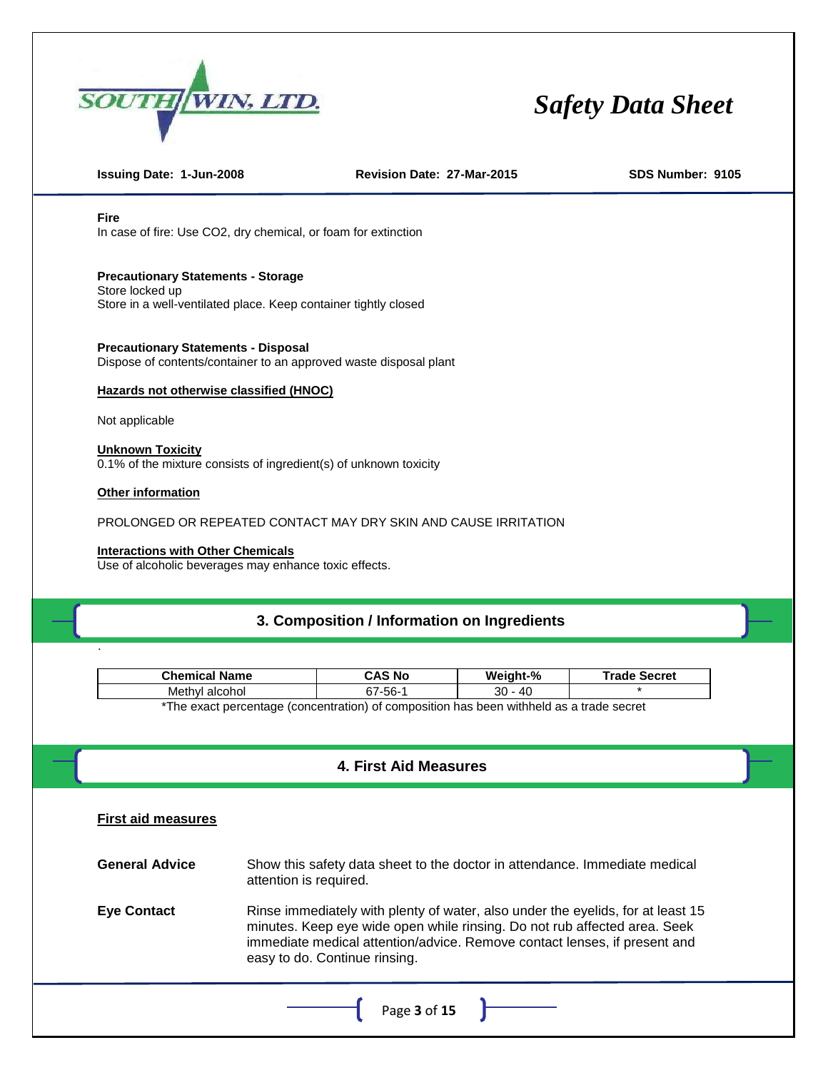**Fire**
In case of fire: Use $CO_2$, dry chemical, or foam for extinction

**Precautionary Statements - Storage**
Store locked up
Store in a well-ventilated place. Keep container tightly closed

**Precautionary Statements - Disposal**
Dispose of contents/container to an approved waste disposal plant

**Hazards not otherwise classified (HNOC)**

Not applicable

**Unknown Toxicity**
0.1% of the mixture consists of ingredient(s) of unknown toxicity

**Other information**

PROLONGED OR REPEATED CONTACT MAY DRY SKIN AND CAUSE IRRITATION

**Interactions with Other Chemicals**
Use of alcoholic beverages may enhance toxic effects.

## 3. Composition / Information on Ingredients

.

| Chemical Name | CAS No | Weight-% | Trade Secret |
|---|---|---|---|
| Methyl alcohol | 67-56-1 | 30 - 40 | * |

*The exact percentage (concentration) of composition has been withheld as a trade secret

## 4. First Aid Measures

### First aid measures

**General Advice** Show this safety data sheet to the doctor in attendance. Immediate medical attention is required.

**Eye Contact** Rinse immediately with plenty of water, also under the eyelids, for at least 15 minutes. Keep eye wide open while rinsing. Do not rub affected area. Seek immediate medical attention/advice. Remove contact lenses, if present and easy to do. Continue rinsing.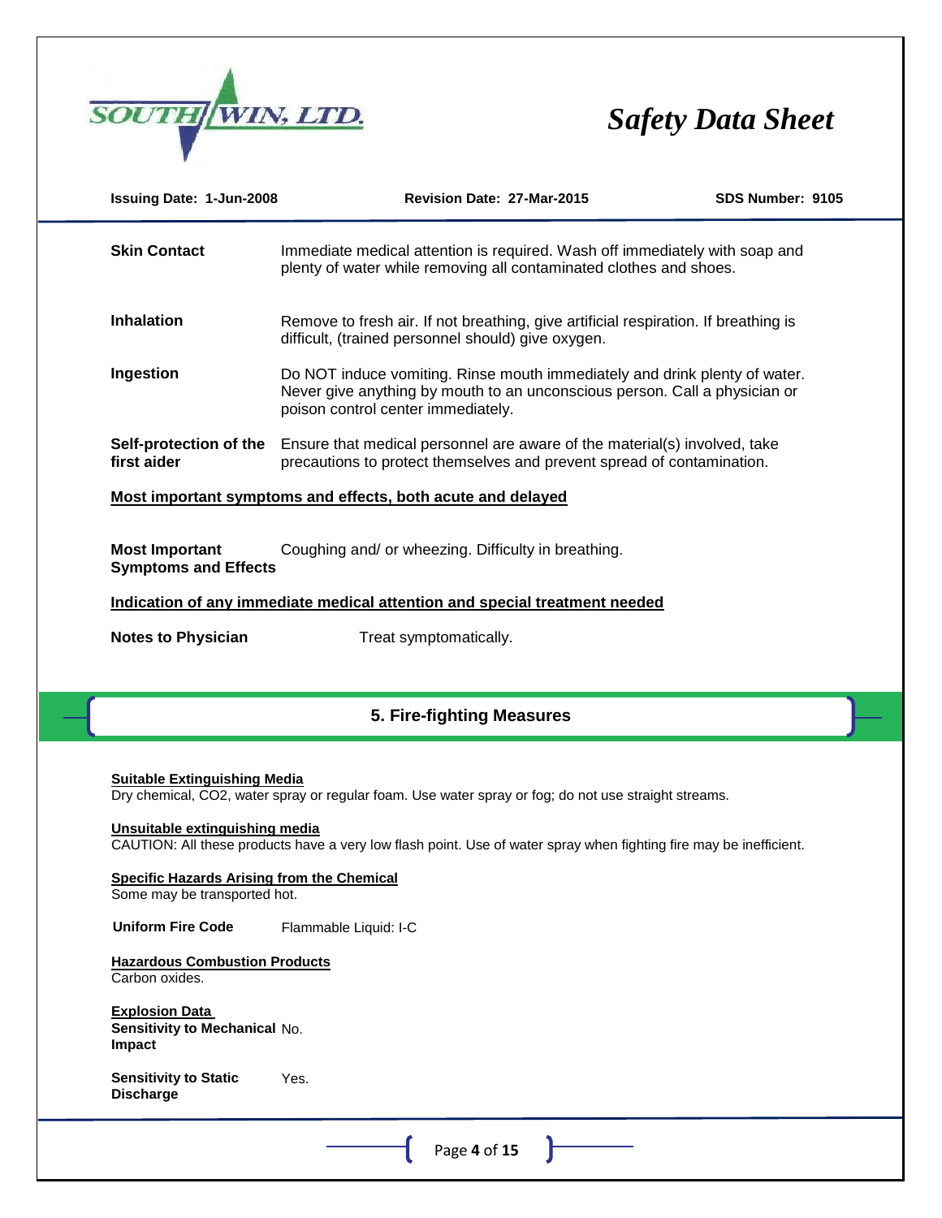**Skin Contact** Immediate medical attention is required. Wash off immediately with soap and plenty of water while removing all contaminated clothes and shoes.

**Inhalation** Remove to fresh air. If not breathing, give artificial respiration. If breathing is difficult, (trained personnel should) give oxygen.

**Ingestion** Do NOT induce vomiting. Rinse mouth immediately and drink plenty of water. Never give anything by mouth to an unconscious person. Call a physician or poison control center immediately.

**Self-protection of the first aider** Ensure that medical personnel are aware of the material(s) involved, take precautions to protect themselves and prevent spread of contamination.

**Most important symptoms and effects, both acute and delayed**

**Most Important Symptoms and Effects** Coughing and/ or wheezing. Difficulty in breathing.

**Indication of any immediate medical attention and special treatment needed**

**Notes to Physician** Treat symptomatically.

## 5. Fire-fighting Measures

**Suitable Extinguishing Media**
Dry chemical, $CO_2$, water spray or regular foam. Use water spray or fog; do not use straight streams.

**Unsuitable extinguishing media**
CAUTION: All these products have a very low flash point. Use of water spray when fighting fire may be inefficient.

**Specific Hazards Arising from the Chemical**
Some may be transported hot.

**Uniform Fire Code** Flammable Liquid: I-C

**Hazardous Combustion Products**
Carbon oxides.

**Explosion Data**

**Sensitivity to Mechanical Impact** No.

**Sensitivity to Static Discharge** Yes.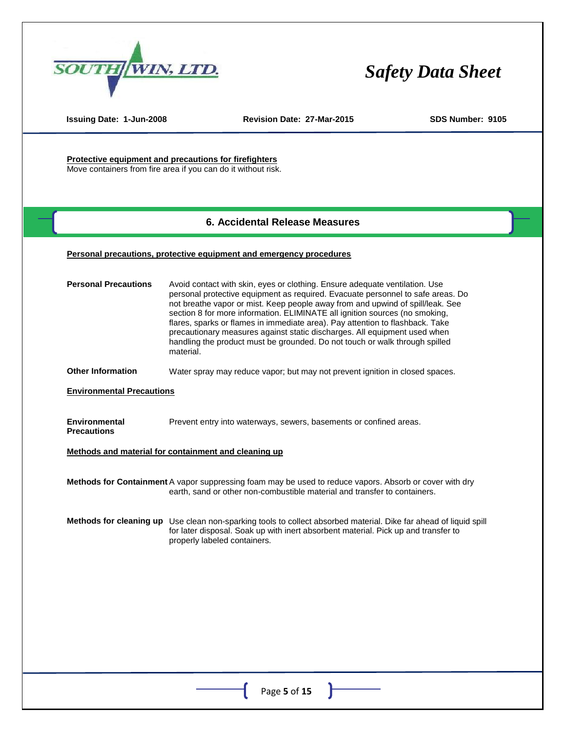**Protective equipment and precautions for firefighters**
Move containers from fire area if you can do it without risk.

## 6. Accidental Release Measures

**Personal precautions, protective equipment and emergency procedures**

**Personal Precautions** Avoid contact with skin, eyes or clothing. Ensure adequate ventilation. Use personal protective equipment as required. Evacuate personnel to safe areas. Do not breathe vapor or mist. Keep people away from and upwind of spill/leak. See section 8 for more information. ELIMINATE all ignition sources (no smoking, flares, sparks or flames in immediate area). Pay attention to flashback. Take precautionary measures against static discharges. All equipment used when handling the product must be grounded. Do not touch or walk through spilled material.

**Other Information** Water spray may reduce vapor; but may not prevent ignition in closed spaces.

**Environmental Precautions**

**Environmental Precautions** Prevent entry into waterways, sewers, basements or confined areas.

**Methods and material for containment and cleaning up**

**Methods for Containment** A vapor suppressing foam may be used to reduce vapors. Absorb or cover with dry earth, sand or other non-combustible material and transfer to containers.

**Methods for cleaning up** Use clean non-sparking tools to collect absorbed material. Dike far ahead of liquid spill for later disposal. Soak up with inert absorbent material. Pick up and transfer to properly labeled containers.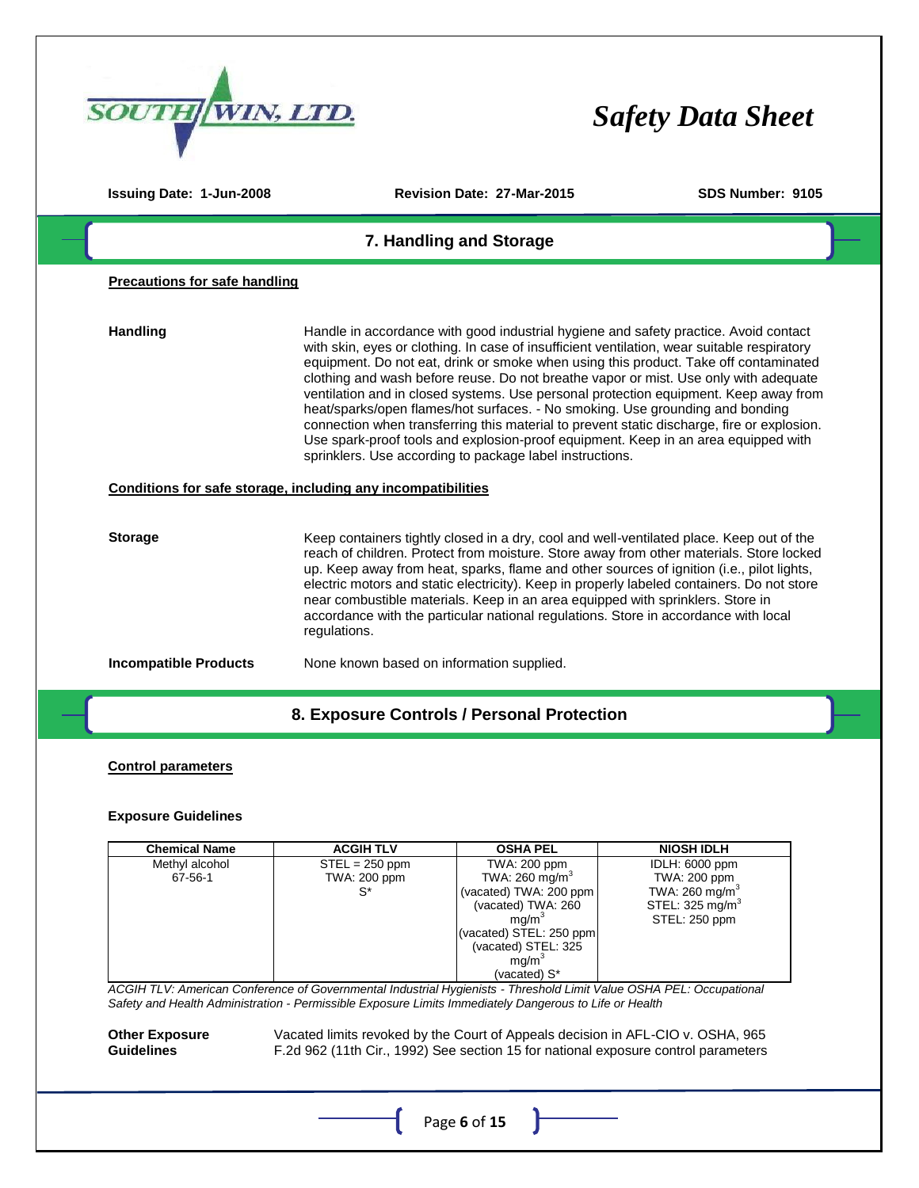## 7. Handling and Storage

**Precautions for safe handling**

**Handling**

Handle in accordance with good industrial hygiene and safety practice. Avoid contact with skin, eyes or clothing. In case of insufficient ventilation, wear suitable respiratory equipment. Do not eat, drink or smoke when using this product. Take off contaminated clothing and wash before reuse. Do not breathe vapor or mist. Use only with adequate ventilation and in closed systems. Use personal protection equipment. Keep away from heat/sparks/open flames/hot surfaces. - No smoking. Use grounding and bonding connection when transferring this material to prevent static discharge, fire or explosion. Use spark-proof tools and explosion-proof equipment. Keep in an area equipped with sprinklers. Use according to package label instructions.

**Conditions for safe storage, including any incompatibilities**

**Storage**

Keep containers tightly closed in a dry, cool and well-ventilated place. Keep out of the reach of children. Protect from moisture. Store away from other materials. Store locked up. Keep away from heat, sparks, flame and other sources of ignition (i.e., pilot lights, electric motors and static electricity). Keep in properly labeled containers. Do not store near combustible materials. Keep in an area equipped with sprinklers. Store in accordance with the particular national regulations. Store in accordance with local regulations.

**Incompatible Products**

None known based on information supplied.

## 8. Exposure Controls / Personal Protection

**Control parameters**

**Exposure Guidelines**

| Chemical Name | ACGIH TLV | OSHA PEL | NIOSH IDLH |
|---|---|---|---|
| Methyl alcohol 67-56-1 | STEL = 250 ppm TWA: 200 ppm S* | TWA: 200 ppm TWA: 260 mg/m$^3$ (vacated) TWA: 200 ppm (vacated) TWA: 260 mg/m$^3$ (vacated) STEL: 250 ppm (vacated) STEL: 325 mg/m$^3$ (vacated) S* | IDLH: 6000 ppm TWA: 200 ppm TWA: 260 mg/m$^3$ STEL: 325 mg/m$^3$ STEL: 250 ppm |

*ACGIH TLV: American Conference of Governmental Industrial Hygienists - Threshold Limit Value OSHA PEL: Occupational Safety and Health Administration - Permissible Exposure Limits Immediately Dangerous to Life or Health*

**Other Exposure Guidelines**

Vacated limits revoked by the Court of Appeals decision in AFL-CIO v. OSHA, 965 F.2d 962 (11th Cir., 1992) See section 15 for national exposure control parameters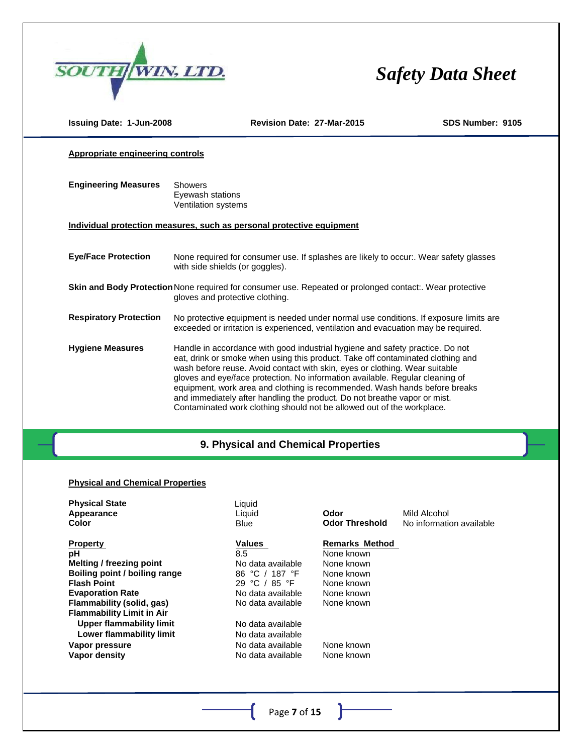**Appropriate engineering controls**

| | |
|---|---|
| **Engineering Measures** | Showers<br>Eyewash stations<br>Ventilation systems |

**Individual protection measures, such as personal protective equipment**

| | |
|---|---|
| **Eye/Face Protection** | None required for consumer use. If splashes are likely to occur:. Wear safety glasses with side shields (or goggles). |
| **Skin and Body Protection** | None required for consumer use. Repeated or prolonged contact:. Wear protective gloves and protective clothing. |
| **Respiratory Protection** | No protective equipment is needed under normal use conditions. If exposure limits are exceeded or irritation is experienced, ventilation and evacuation may be required. |
| **Hygiene Measures** | Handle in accordance with good industrial hygiene and safety practice. Do not eat, drink or smoke when using this product. Take off contaminated clothing and wash before reuse. Avoid contact with skin, eyes or clothing. Wear suitable gloves and eye/face protection. No information available. Regular cleaning of equipment, work area and clothing is recommended. Wash hands before breaks and immediately after handling the product. Do not breathe vapor or mist. Contaminated work clothing should not be allowed out of the workplace. |

## 9. Physical and Chemical Properties

**Physical and Chemical Properties**

| | | | |
|---|---|---|---|
| **Physical State** | Liquid | | |
| **Appearance** | Liquid | **Odor** | Mild Alcohol |
| **Color** | Blue | **Odor Threshold** | No information available |

| **Property** | **Values** | **Remarks Method** |
|---|---|---|
| **pH** | 8.5 | None known |
| **Melting / freezing point** | No data available | None known |
| **Boiling point / boiling range** | 86 °C / 187 °F | None known |
| **Flash Point** | 29 °C / 85 °F | None known |
| **Evaporation Rate** | No data available | None known |
| **Flammability (solid, gas)** | No data available | None known |
| **Flammability Limit in Air** | | |
| **Upper flammability limit** | No data available | |
| **Lower flammability limit** | No data available | |
| **Vapor pressure** | No data available | None known |
| **Vapor density** | No data available | None known |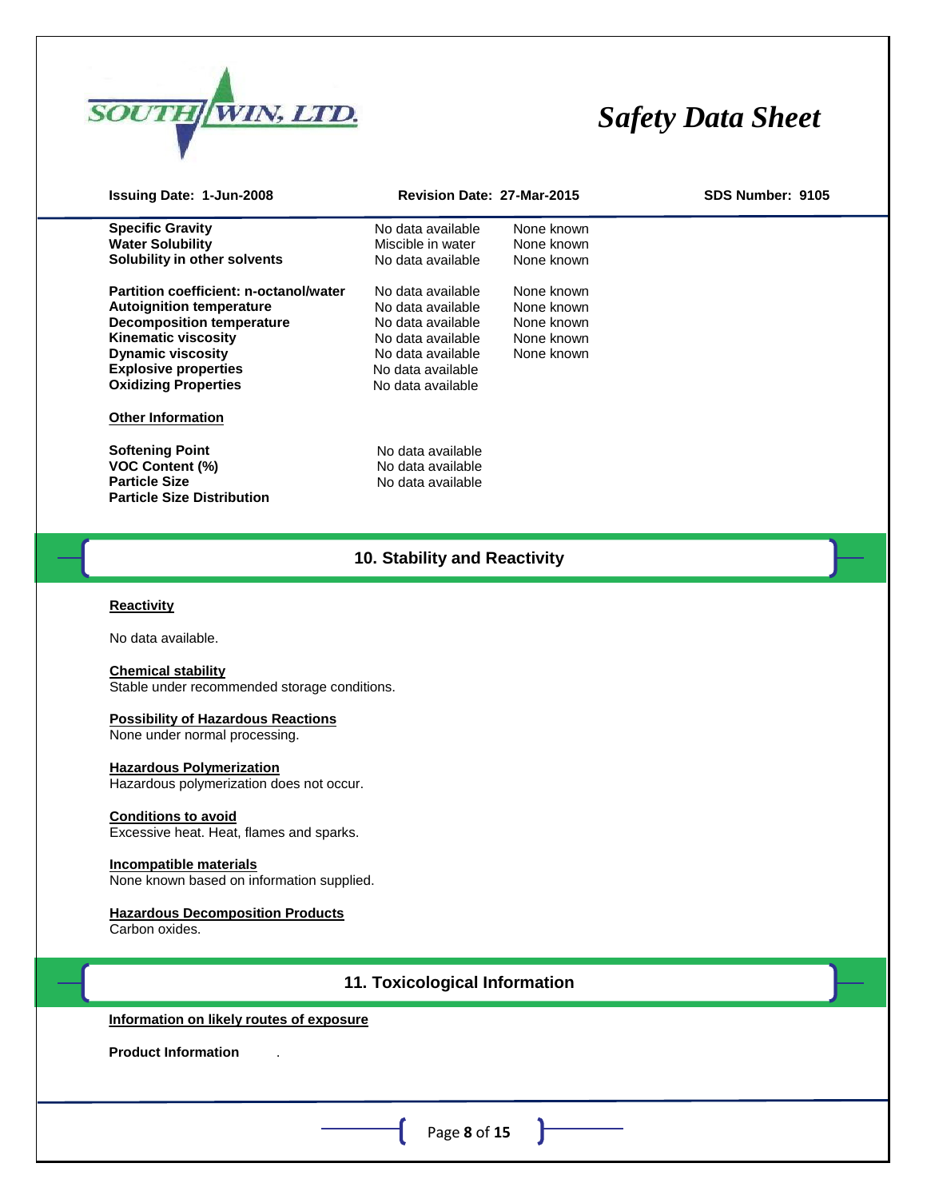| | | |
|---|---|---|
| **Specific Gravity** | No data available | None known |
| **Water Solubility** | Miscible in water | None known |
| **Solubility in other solvents** | No data available | None known |
| **Partition coefficient: n-octanol/water** | No data available | None known |
| **Autoignition temperature** | No data available | None known |
| **Decomposition temperature** | No data available | None known |
| **Kinematic viscosity** | No data available | None known |
| **Dynamic viscosity** | No data available | None known |
| **Explosive properties** | No data available | |
| **Oxidizing Properties** | No data available | |

**Other Information**

| | |
|---|---|
| **Softening Point** | No data available |
| **VOC Content (%)** | No data available |
| **Particle Size** | No data available |
| **Particle Size Distribution** | |

## 10. Stability and Reactivity

**Reactivity**

No data available.

**Chemical stability**
Stable under recommended storage conditions.

**Possibility of Hazardous Reactions**
None under normal processing.

**Hazardous Polymerization**
Hazardous polymerization does not occur.

**Conditions to avoid**
Excessive heat. Heat, flames and sparks.

**Incompatible materials**
None known based on information supplied.

**Hazardous Decomposition Products**
Carbon oxides.

## 11. Toxicological Information

**Information on likely routes of exposure**

**Product Information** .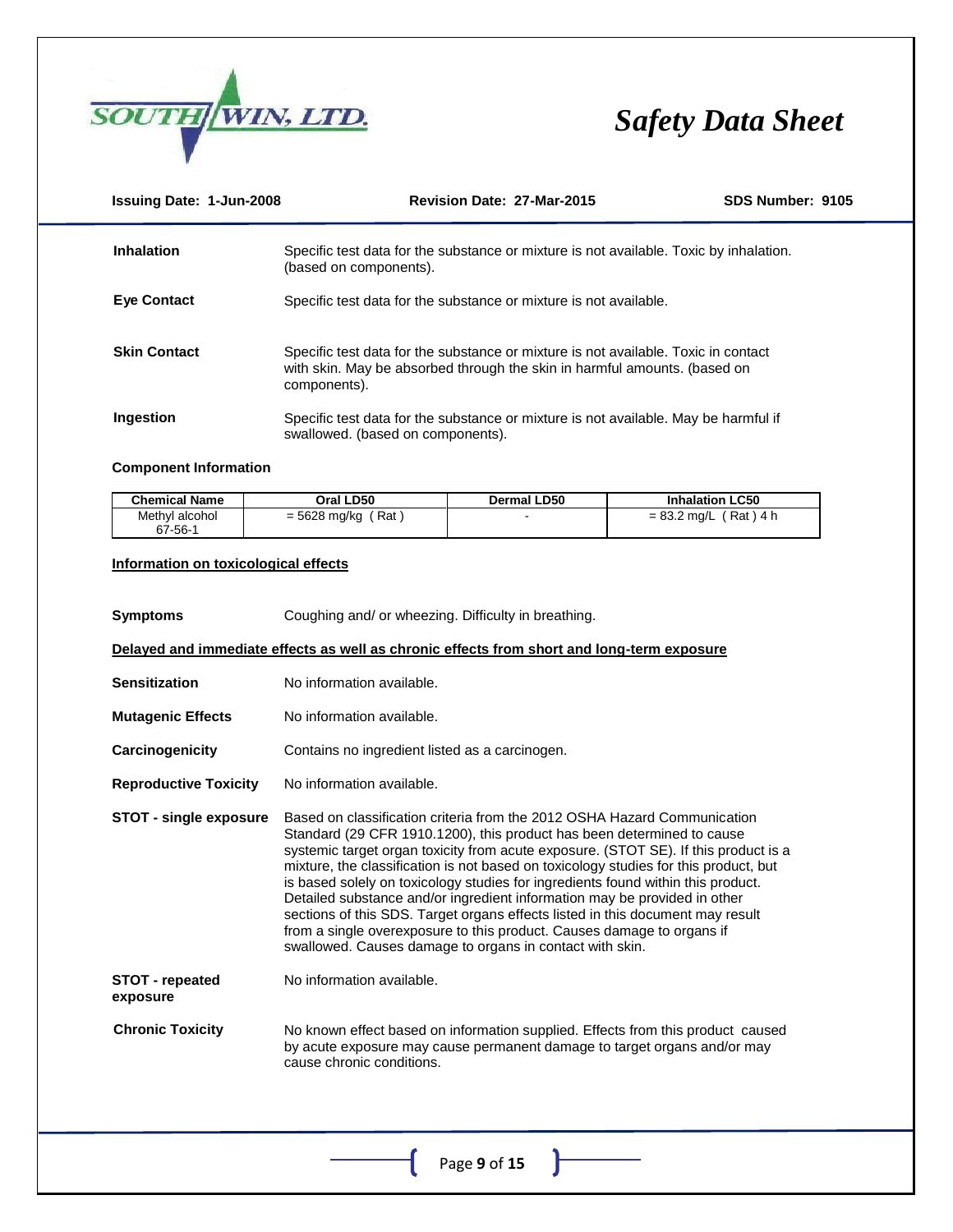**Inhalation** Specific test data for the substance or mixture is not available. Toxic by inhalation. (based on components).

**Eye Contact** Specific test data for the substance or mixture is not available.

**Skin Contact** Specific test data for the substance or mixture is not available. Toxic in contact with skin. May be absorbed through the skin in harmful amounts. (based on components).

**Ingestion** Specific test data for the substance or mixture is not available. May be harmful if swallowed. (based on components).

**Component Information**

| Chemical Name | Oral LD50 | Dermal LD50 | Inhalation LC50 |
|---|---|---|---|
| Methyl alcohol 67-56-1 | = 5628 mg/kg ( Rat ) | - | = 83.2 mg/L ( Rat ) 4 h |

**Information on toxicological effects**

**Symptoms** Coughing and/ or wheezing. Difficulty in breathing.

**Delayed and immediate effects as well as chronic effects from short and long-term exposure**

**Sensitization** No information available.

**Mutagenic Effects** No information available.

**Carcinogenicity** Contains no ingredient listed as a carcinogen.

**Reproductive Toxicity** No information available.

**STOT - single exposure** Based on classification criteria from the 2012 OSHA Hazard Communication Standard (29 CFR 1910.1200), this product has been determined to cause systemic target organ toxicity from acute exposure. (STOT SE). If this product is a mixture, the classification is not based on toxicology studies for this product, but is based solely on toxicology studies for ingredients found within this product. Detailed substance and/or ingredient information may be provided in other sections of this SDS. Target organs effects listed in this document may result from a single overexposure to this product. Causes damage to organs if swallowed. Causes damage to organs in contact with skin.

**STOT - repeated exposure** No information available.

**Chronic Toxicity** No known effect based on information supplied. Effects from this product caused by acute exposure may cause permanent damage to target organs and/or may cause chronic conditions.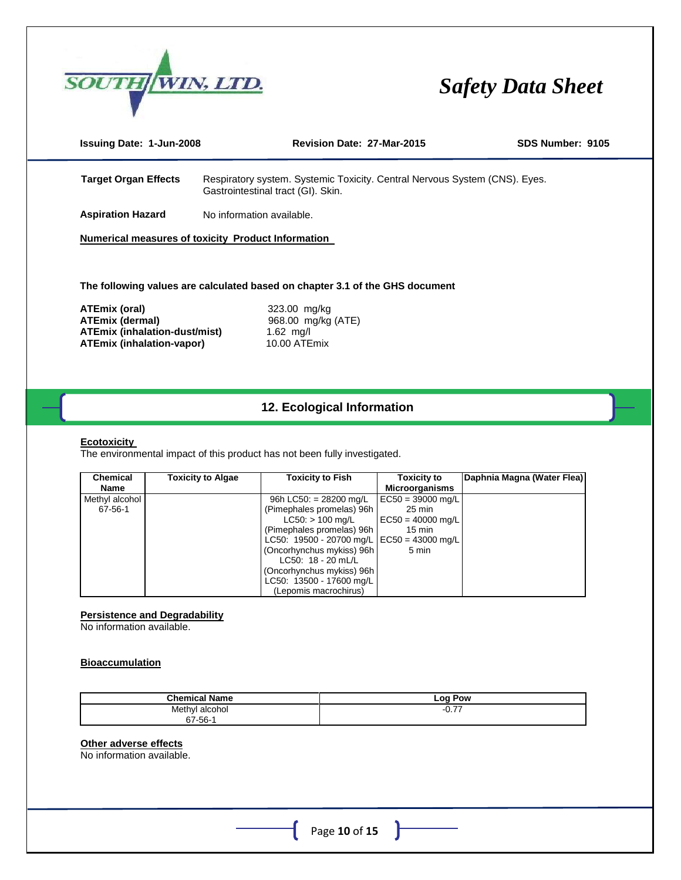| **Target Organ Effects** | Respiratory system. Systemic Toxicity. Central Nervous System (CNS). Eyes. Gastrointestinal tract (GI). Skin. |
|---|---|
| **Aspiration Hazard** | No information available. |

**Numerical measures of toxicity Product Information**

**The following values are calculated based on chapter 3.1 of the GHS document**

**ATEmix (oral)** 323.00 mg/kg
**ATEmix (dermal)** 968.00 mg/kg (ATE)
**ATEmix (inhalation-dust/mist)** 1.62 mg/l
**ATEmix (inhalation-vapor)** 10.00 ATEmix

## 12. Ecological Information

**Ecotoxicity**
The environmental impact of this product has not been fully investigated.

| Chemical Name | Toxicity to Algae | Toxicity to Fish | Toxicity to Microorganisms | Daphnia Magna (Water Flea) |
|---|---|---|---|---|
| Methyl alcohol 67-56-1 | | 96h LC50: = 28200 mg/L (Pimephales promelas) 96h LC50: > 100 mg/L (Pimephales promelas) 96h LC50: 19500 - 20700 mg/L (Oncorhynchus mykiss) 96h LC50: 18 - 20 mL/L (Oncorhynchus mykiss) 96h LC50: 13500 - 17600 mg/L (Lepomis macrochirus) | EC50 = 39000 mg/L 25 min EC50 = 40000 mg/L 15 min EC50 = 43000 mg/L 5 min | |

**Persistence and Degradability**
No information available.

**Bioaccumulation**

| Chemical Name | Log Pow |
|---|---|
| Methyl alcohol 67-56-1 | -0.77 |

**Other adverse effects**
No information available.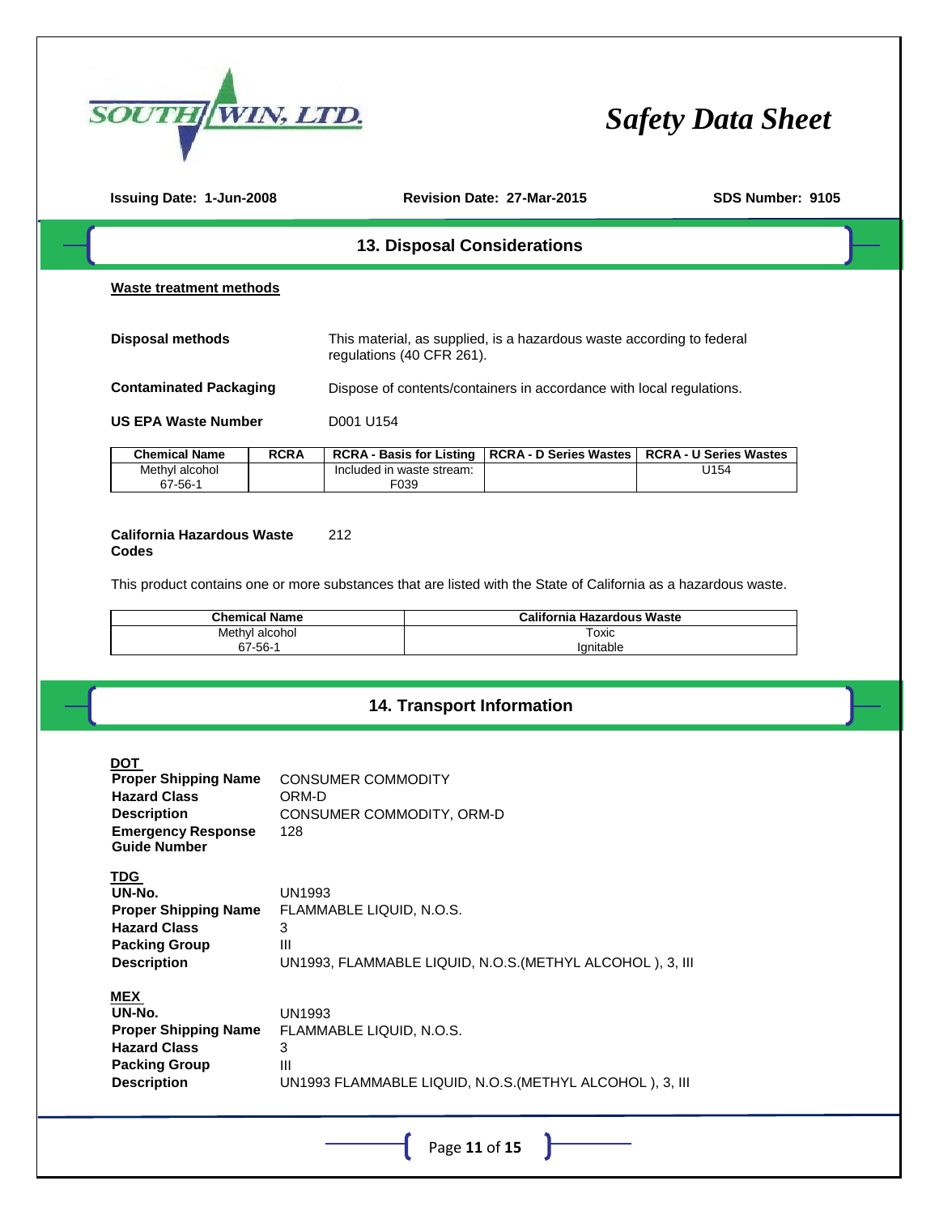## 13. Disposal Considerations

**Waste treatment methods**

**Disposal methods** This material, as supplied, is a hazardous waste according to federal regulations (40 CFR 261).

**Contaminated Packaging** Dispose of contents/containers in accordance with local regulations.

**US EPA Waste Number** D001 U154

| Chemical Name | RCRA | RCRA - Basis for Listing | RCRA - D Series Wastes | RCRA - U Series Wastes |
|---|---|---|---|---|
| Methyl alcohol 67-56-1 | | Included in waste stream: F039 | | U154 |

**California Hazardous Waste Codes** 212

This product contains one or more substances that are listed with the State of California as a hazardous waste.

| Chemical Name | California Hazardous Waste |
|---|---|
| Methyl alcohol 67-56-1 | Toxic Ignitable |

## 14. Transport Information

**DOT**

**Proper Shipping Name** CONSUMER COMMODITY
**Hazard Class** ORM-D
**Description** CONSUMER COMMODITY, ORM-D
**Emergency Response Guide Number** 128

**TDG**

**UN-No.** UN1993
**Proper Shipping Name** FLAMMABLE LIQUID, N.O.S.
**Hazard Class** 3
**Packing Group** III
**Description** UN1993, FLAMMABLE LIQUID, N.O.S.(METHYL ALCOHOL ), 3, III

**MEX**

**UN-No.** UN1993
**Proper Shipping Name** FLAMMABLE LIQUID, N.O.S.
**Hazard Class** 3
**Packing Group** III
**Description** UN1993 FLAMMABLE LIQUID, N.O.S.(METHYL ALCOHOL ), 3, III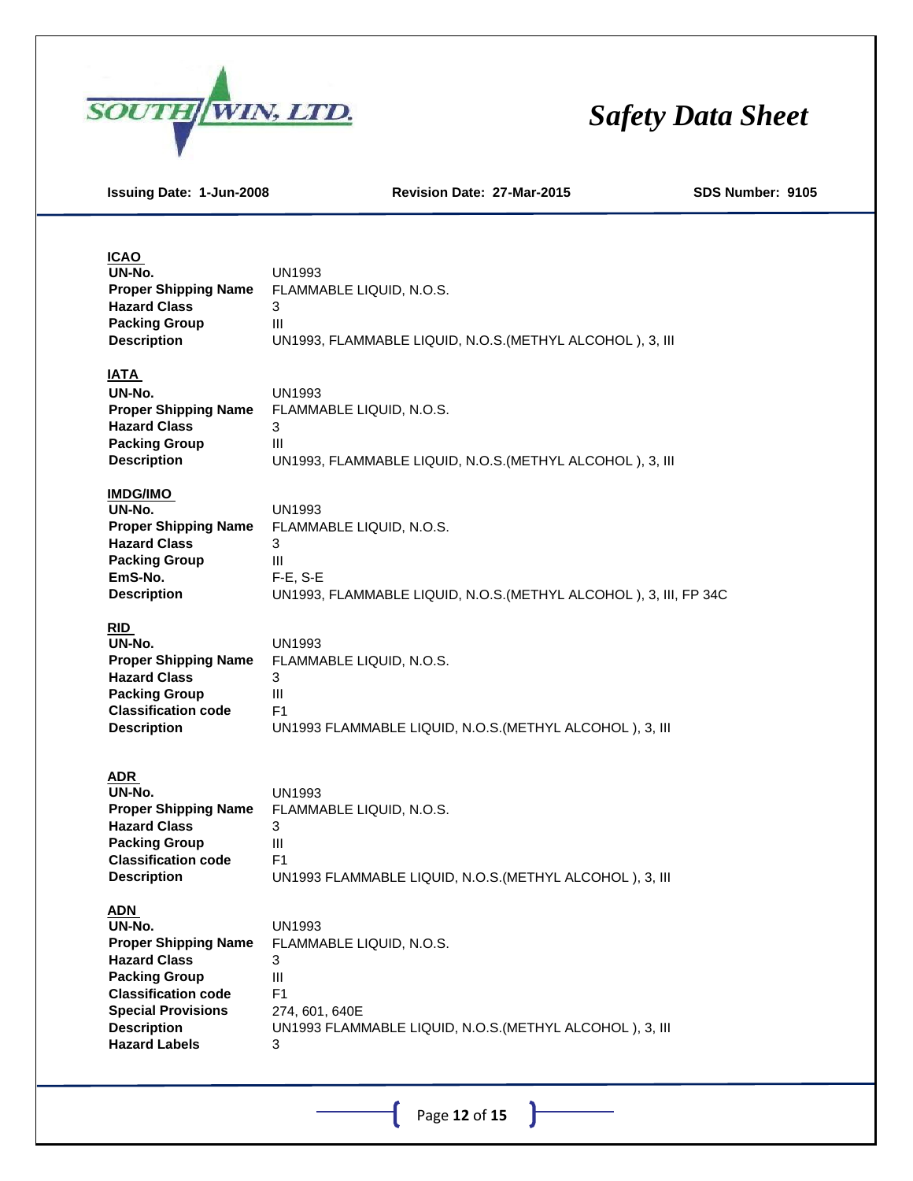### ICAO

| | |
|---|---|
| **UN-No.** | UN1993 |
| **Proper Shipping Name** | FLAMMABLE LIQUID, N.O.S. |
| **Hazard Class** | 3 |
| **Packing Group** | III |
| **Description** | UN1993, FLAMMABLE LIQUID, N.O.S.(METHYL ALCOHOL ), 3, III |

### IATA

| | |
|---|---|
| **UN-No.** | UN1993 |
| **Proper Shipping Name** | FLAMMABLE LIQUID, N.O.S. |
| **Hazard Class** | 3 |
| **Packing Group** | III |
| **Description** | UN1993, FLAMMABLE LIQUID, N.O.S.(METHYL ALCOHOL ), 3, III |

### IMDG/IMO

| | |
|---|---|
| **UN-No.** | UN1993 |
| **Proper Shipping Name** | FLAMMABLE LIQUID, N.O.S. |
| **Hazard Class** | 3 |
| **Packing Group** | III |
| **EmS-No.** | F-E, S-E |
| **Description** | UN1993, FLAMMABLE LIQUID, N.O.S.(METHYL ALCOHOL ), 3, III, FP 34C |

### RID

| | |
|---|---|
| **UN-No.** | UN1993 |
| **Proper Shipping Name** | FLAMMABLE LIQUID, N.O.S. |
| **Hazard Class** | 3 |
| **Packing Group** | III |
| **Classification code** | F1 |
| **Description** | UN1993 FLAMMABLE LIQUID, N.O.S.(METHYL ALCOHOL ), 3, III |

### ADR

| | |
|---|---|
| **UN-No.** | UN1993 |
| **Proper Shipping Name** | FLAMMABLE LIQUID, N.O.S. |
| **Hazard Class** | 3 |
| **Packing Group** | III |
| **Classification code** | F1 |
| **Description** | UN1993 FLAMMABLE LIQUID, N.O.S.(METHYL ALCOHOL ), 3, III |

### ADN

| | |
|---|---|
| **UN-No.** | UN1993 |
| **Proper Shipping Name** | FLAMMABLE LIQUID, N.O.S. |
| **Hazard Class** | 3 |
| **Packing Group** | III |
| **Classification code** | F1 |
| **Special Provisions** | 274, 601, 640E |
| **Description** | UN1993 FLAMMABLE LIQUID, N.O.S.(METHYL ALCOHOL ), 3, III |
| **Hazard Labels** | 3 |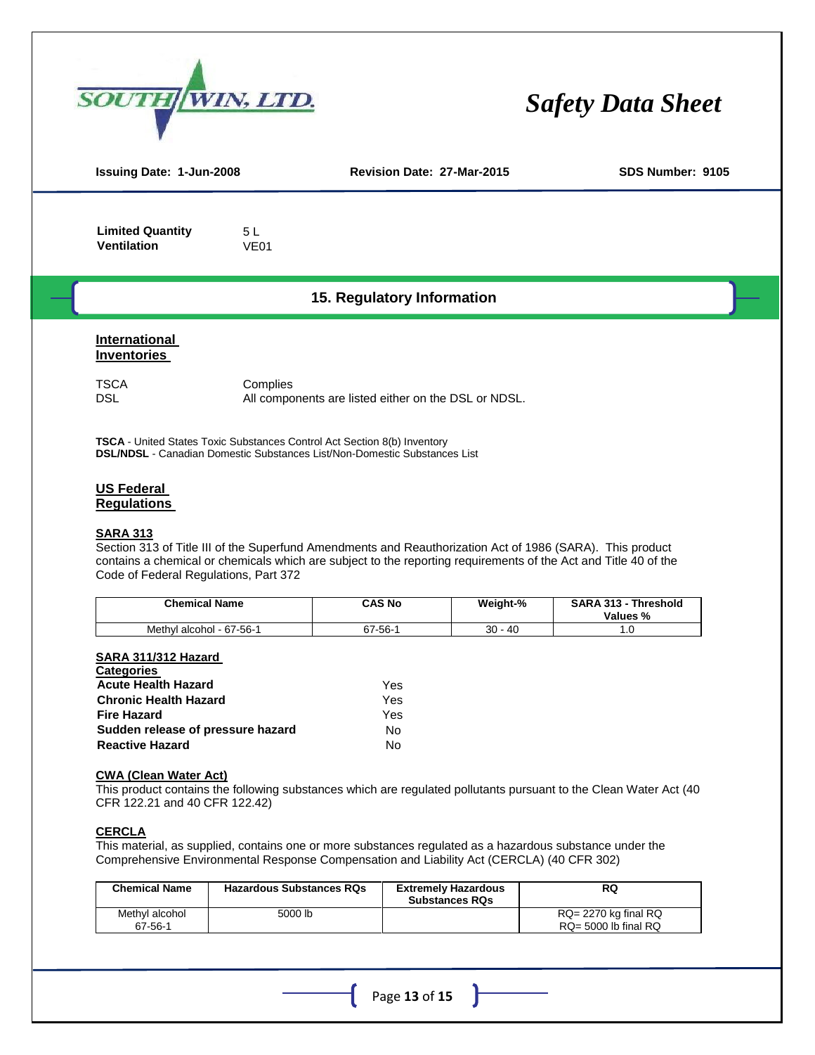**Issuing Date: 1-Jun-2008** **Revision Date: 27-Mar-2015** **SDS Number: 9105**

**Limited Quantity** 5 L
**Ventilation** VE01

## 15. Regulatory Information

### International Inventories

TSCA Complies
DSL All components are listed either on the DSL or NDSL.

**TSCA** - United States Toxic Substances Control Act Section 8(b) Inventory
**DSL/NDSL** - Canadian Domestic Substances List/Non-Domestic Substances List

### US Federal Regulations

**SARA 313**

Section 313 of Title III of the Superfund Amendments and Reauthorization Act of 1986 (SARA). This product contains a chemical or chemicals which are subject to the reporting requirements of the Act and Title 40 of the Code of Federal Regulations, Part 372

| Chemical Name | CAS No | Weight-% | SARA 313 - Threshold Values % |
|---|---|---|---|
| Methyl alcohol - 67-56-1 | 67-56-1 | 30 - 40 | 1.0 |

**SARA 311/312 Hazard Categories**

| | |
|---|---|
| **Acute Health Hazard** | Yes |
| **Chronic Health Hazard** | Yes |
| **Fire Hazard** | Yes |
| **Sudden release of pressure hazard** | No |
| **Reactive Hazard** | No |

**CWA (Clean Water Act)**

This product contains the following substances which are regulated pollutants pursuant to the Clean Water Act (40 CFR 122.21 and 40 CFR 122.42)

**CERCLA**

This material, as supplied, contains one or more substances regulated as a hazardous substance under the Comprehensive Environmental Response Compensation and Liability Act (CERCLA) (40 CFR 302)

| Chemical Name | Hazardous Substances RQs | Extremely Hazardous Substances RQs | RQ |
|---|---|---|---|
| Methyl alcohol 67-56-1 | 5000 lb | | RQ= 2270 kg final RQ RQ= 5000 lb final RQ |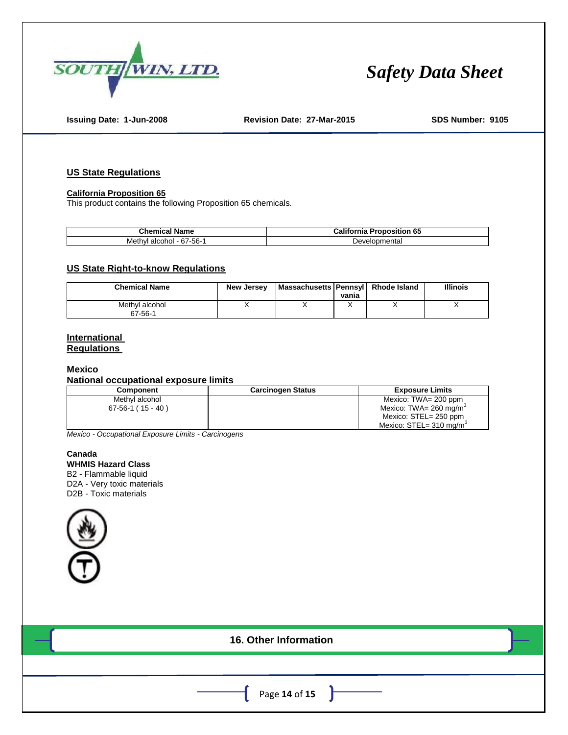## US State Regulations

### California Proposition 65

This product contains the following Proposition 65 chemicals.

| Chemical Name | California Proposition 65 |
|---|---|
| Methyl alcohol - 67-56-1 | Developmental |

## US State Right-to-know Regulations

| Chemical Name | New Jersey | Massachusetts | Pennsylvania | Rhode Island | Illinois |
|---|---|---|---|---|---|
| Methyl alcohol 67-56-1 | X | X | X | X | X |

## International Regulations

### Mexico

**National occupational exposure limits**

| Component | Carcinogen Status | Exposure Limits |
|---|---|---|
| Methyl alcohol 67-56-1 ( 15 - 40 ) | | Mexico: TWA= 200 ppm Mexico: TWA= 260 mg/m$^3$ Mexico: STEL= 250 ppm Mexico: STEL= 310 mg/m$^3$ |

*Mexico - Occupational Exposure Limits - Carcinogens*

### Canada

**WHMIS Hazard Class**

B2 - Flammable liquid
D2A - Very toxic materials
D2B - Toxic materials

## 16. Other Information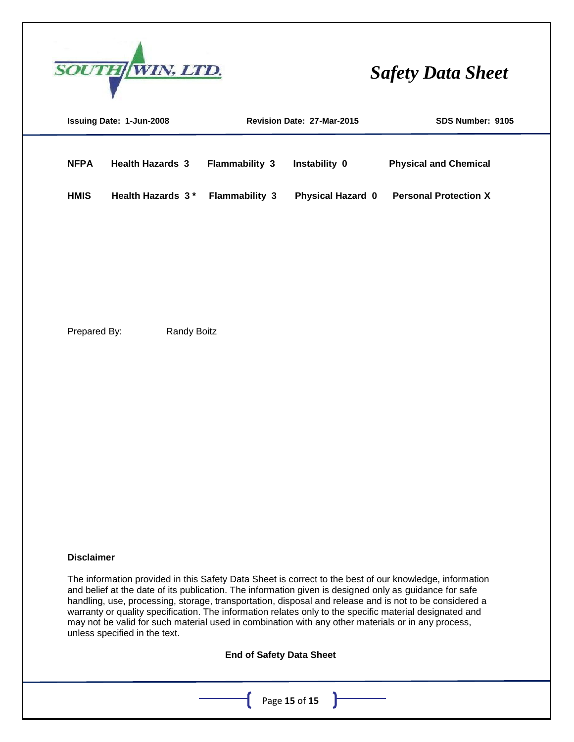**Issuing Date: 1-Jun-2008** **Revision Date: 27-Mar-2015** **SDS Number: 9105**

| | | | | |
|---|---|---|---|---|
| **NFPA** | **Health Hazards 3** | **Flammability 3** | **Instability 0** | **Physical and Chemical** |
| **HMIS** | **Health Hazards 3 *** | **Flammability 3** | **Physical Hazard 0** | **Personal Protection X** |

Prepared By: Randy Boitz

**Disclaimer**

The information provided in this Safety Data Sheet is correct to the best of our knowledge, information and belief at the date of its publication. The information given is designed only as guidance for safe handling, use, processing, storage, transportation, disposal and release and is not to be considered a warranty or quality specification. The information relates only to the specific material designated and may not be valid for such material used in combination with any other materials or in any process, unless specified in the text.

**End of Safety Data Sheet**